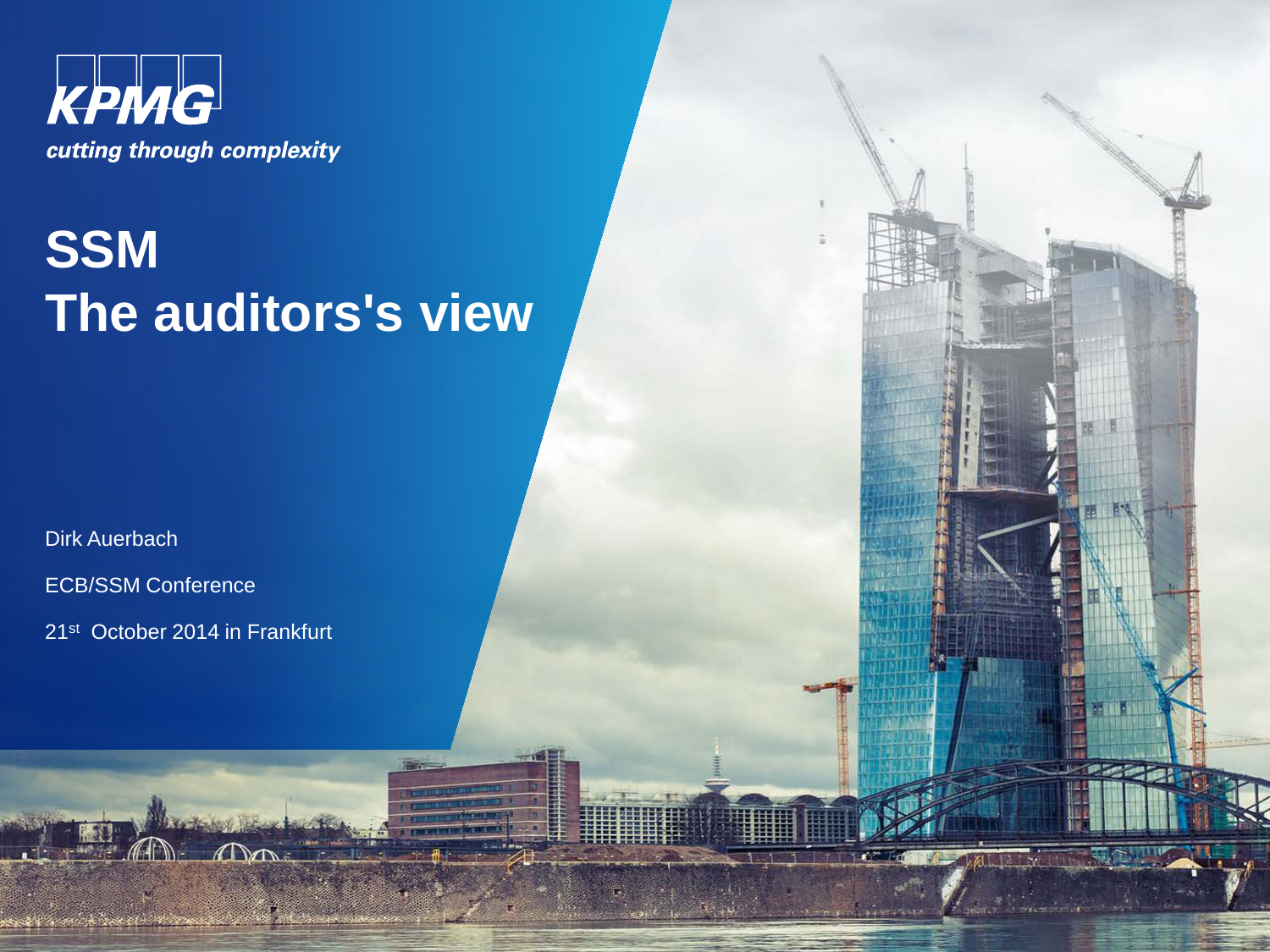KPMG

*cutting through complexity*

# SSM
# The auditors's view

Dirk Auerbach

ECB/SSM Conference

21st October 2014 in Frankfurt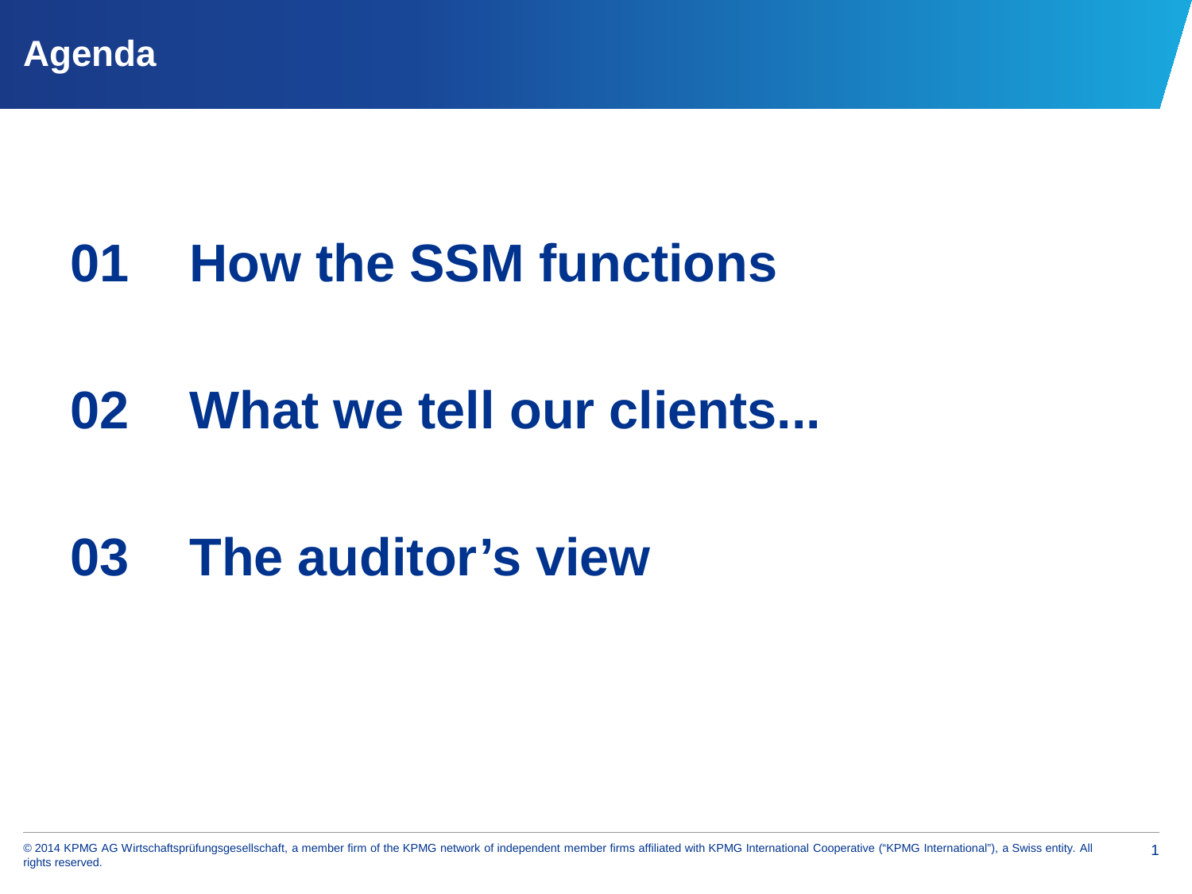# Agenda

## 01 How the SSM functions

## 02 What we tell our clients...

## 03 The auditor’s view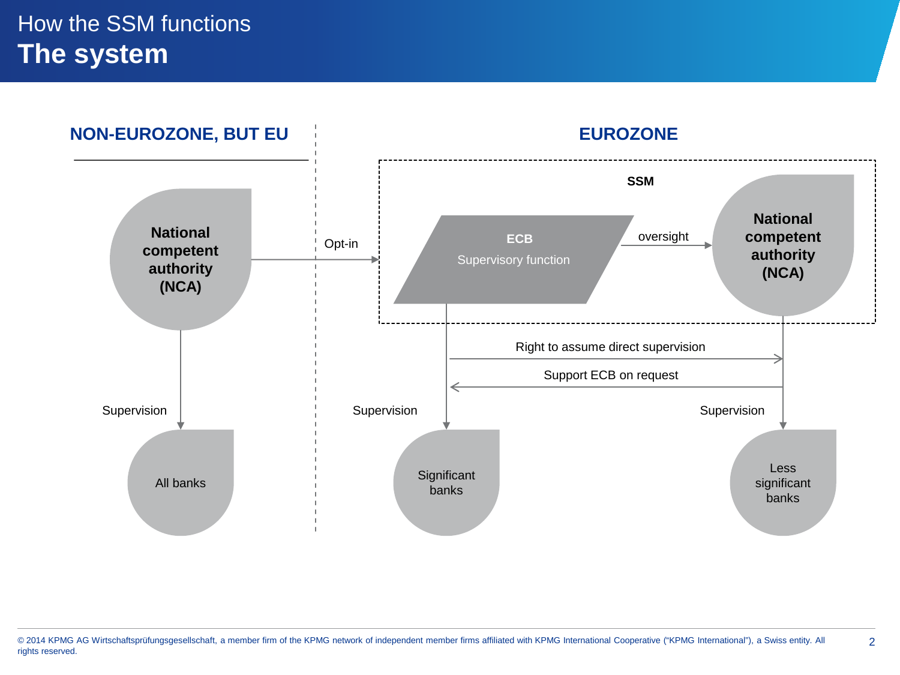# How the SSM functions

## The system

### NON-EUROZONE, BUT EU

National competent authority (NCA)

Supervision

All banks

Opt-in

### EUROZONE

SSM

ECB
Supervisory function

oversight

National competent authority (NCA)

Right to assume direct supervision

Support ECB on request

Supervision

Significant banks

Supervision

Less significant banks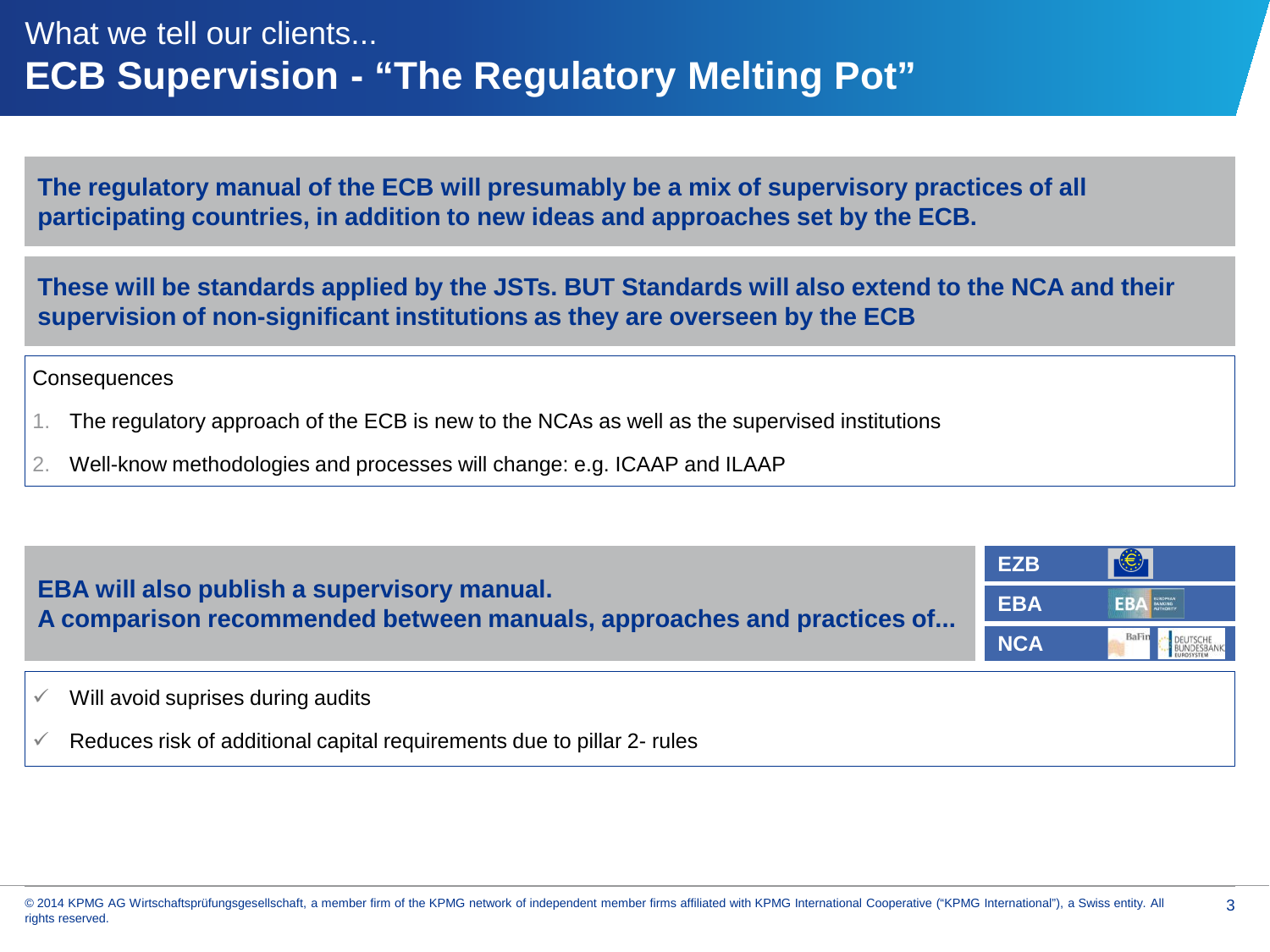What we tell our clients...

# ECB Supervision - "The Regulatory Melting Pot"

**The regulatory manual of the ECB will presumably be a mix of supervisory practices of all participating countries, in addition to new ideas and approaches set by the ECB.**

**These will be standards applied by the JSTs. BUT Standards will also extend to the NCA and their supervision of non-significant institutions as they are overseen by the ECB**

Consequences

1. The regulatory approach of the ECB is new to the NCAs as well as the supervised institutions
2. Well-know methodologies and processes will change: e.g. ICAAP and ILAAP

**EBA will also publish a supervisory manual.**
**A comparison recommended between manuals, approaches and practices of...**

- EZB
- EBA
- NCA

- ✓ Will avoid suprises during audits
- ✓ Reduces risk of additional capital requirements due to pillar 2- rules

© 2014 KPMG AG Wirtschaftsprüfungsgesellschaft, a member firm of the KPMG network of independent member firms affiliated with KPMG International Cooperative ("KPMG International"), a Swiss entity. All rights reserved.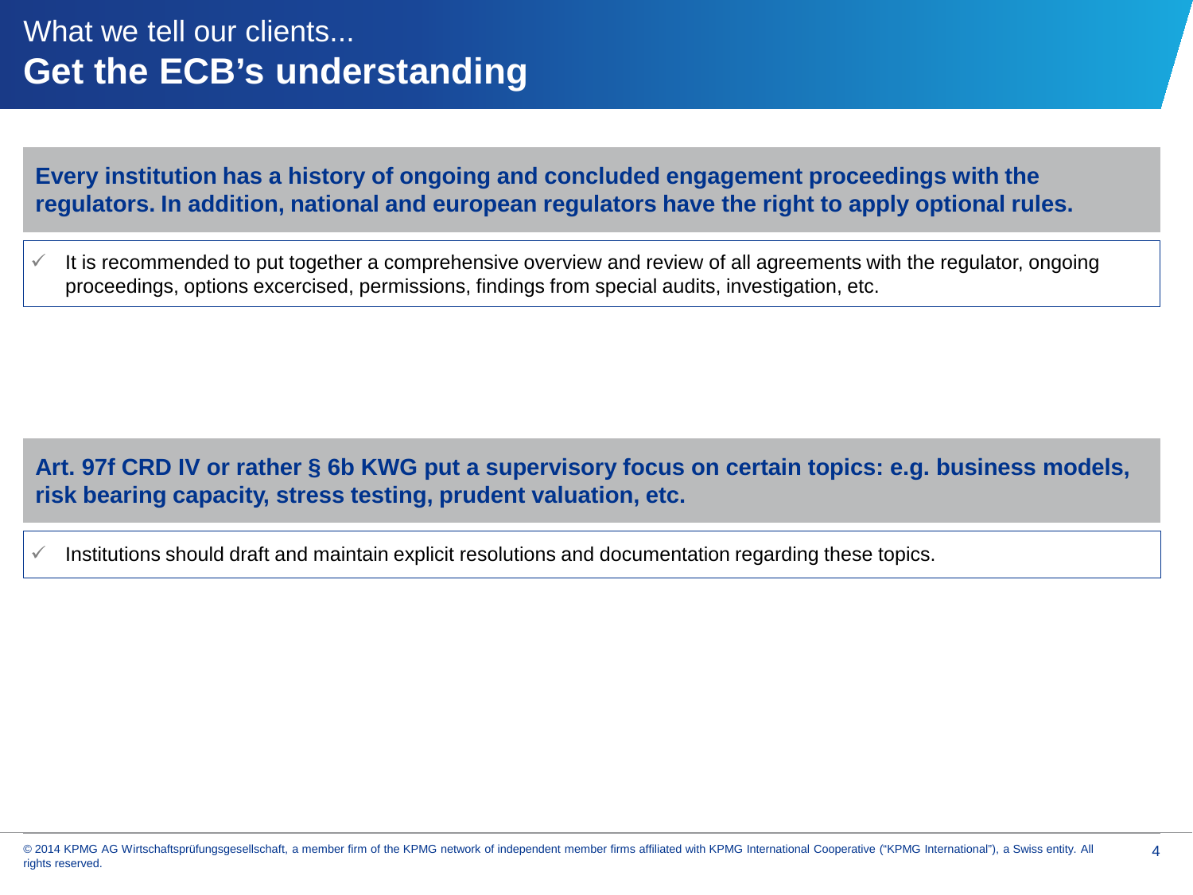# What we tell our clients...
## Get the ECB's understanding

**Every institution has a history of ongoing and concluded engagement proceedings with the regulators. In addition, national and european regulators have the right to apply optional rules.**

- ✓ It is recommended to put together a comprehensive overview and review of all agreements with the regulator, ongoing proceedings, options excercised, permissions, findings from special audits, investigation, etc.

**Art. 97f CRD IV or rather § 6b KWG put a supervisory focus on certain topics: e.g. business models, risk bearing capacity, stress testing, prudent valuation, etc.**

- ✓ Institutions should draft and maintain explicit resolutions and documentation regarding these topics.

© 2014 KPMG AG Wirtschaftsprüfungsgesellschaft, a member firm of the KPMG network of independent member firms affiliated with KPMG International Cooperative ("KPMG International"), a Swiss entity. All rights reserved.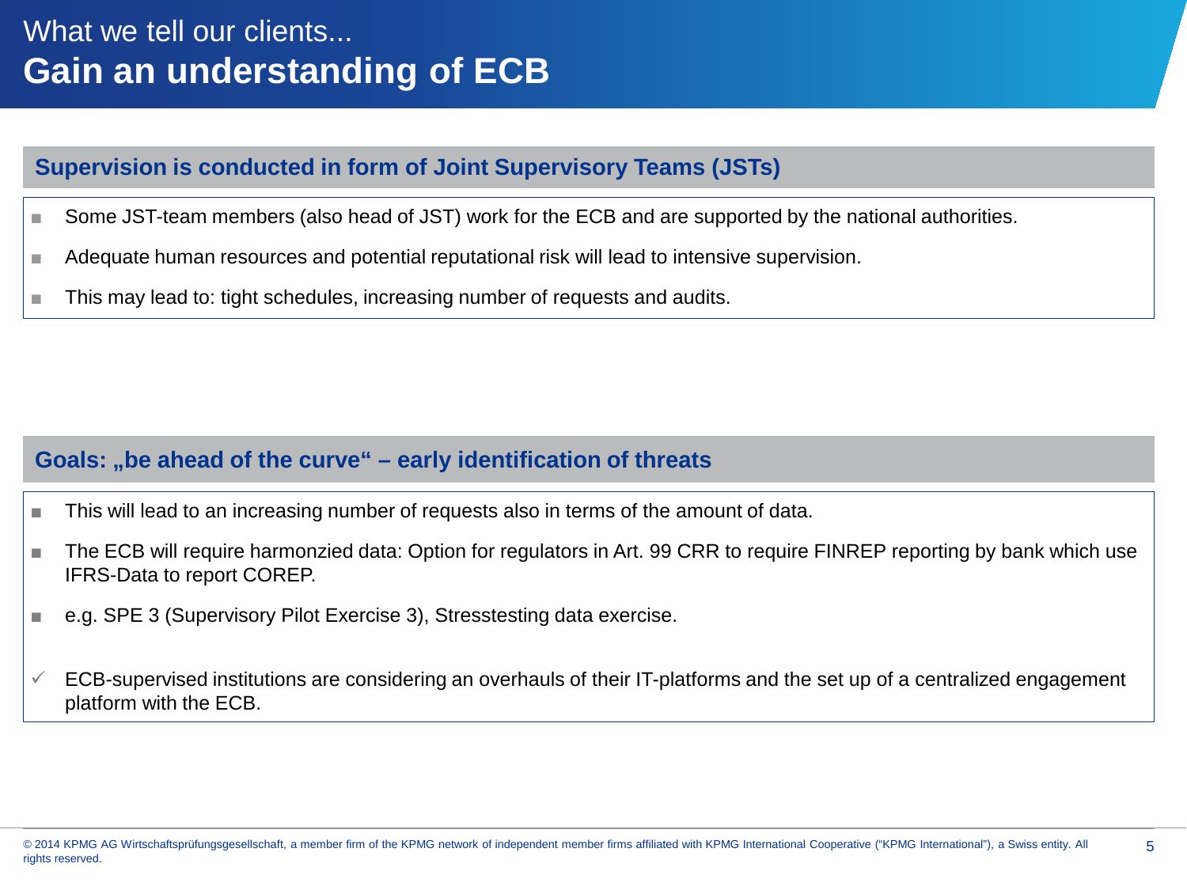What we tell our clients...

# Gain an understanding of ECB

## Supervision is conducted in form of Joint Supervisory Teams (JSTs)

- Some JST-team members (also head of JST) work for the ECB and are supported by the national authorities.
- Adequate human resources and potential reputational risk will lead to intensive supervision.
- This may lead to: tight schedules, increasing number of requests and audits.

## Goals: „be ahead of the curve“ – early identification of threats

- This will lead to an increasing number of requests also in terms of the amount of data.
- The ECB will require harmonzied data: Option for regulators in Art. 99 CRR to require FINREP reporting by bank which use IFRS-Data to report COREP.
- e.g. SPE 3 (Supervisory Pilot Exercise 3), Stresstesting data exercise.

✓ ECB-supervised institutions are considering an overhauls of their IT-platforms and the set up of a centralized engagement platform with the ECB.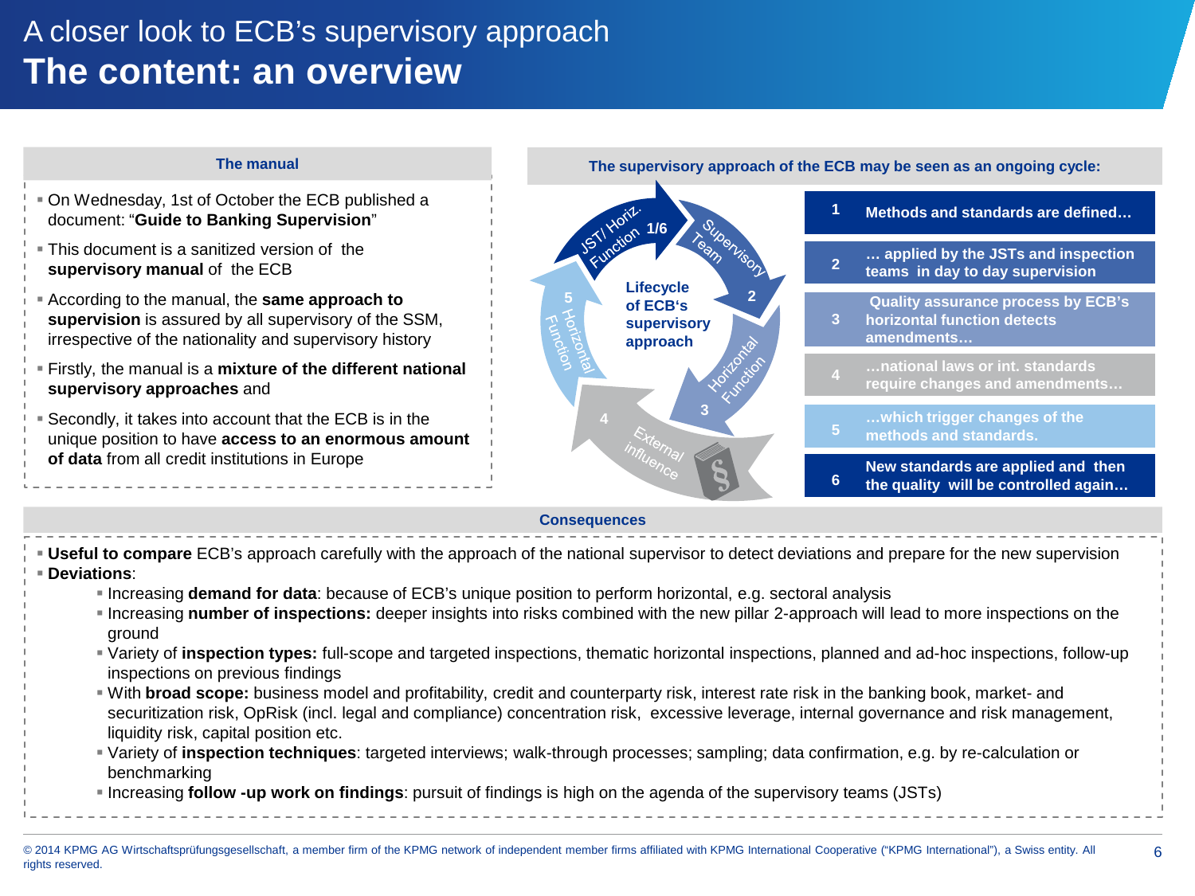# A closer look to ECB's supervisory approach

## The content: an overview

### The manual

- On Wednesday, 1st of October the ECB published a document: "**Guide to Banking Supervision**"
- This document is a sanitized version of the **supervisory manual** of the ECB
- According to the manual, the **same approach to supervision** is assured by all supervisory of the SSM, irrespective of the nationality and supervisory history
- Firstly, the manual is a **mixture of the different national supervisory approaches** and
- Secondly, it takes into account that the ECB is in the unique position to have **access to an enormous amount of data** from all credit institutions in Europe

### The supervisory approach of the ECB may be seen as an ongoing cycle:

**Lifecycle of ECB's supervisory approach**

1/6 JST/ Horiz. Function · 2 Supervisory Team · 3 Horizontal Function · 4 External influence · 5 Horizontal Function

| | |
|---|---|
| 1 | **Methods and standards are defined…** |
| 2 | **… applied by the JSTs and inspection teams in day to day supervision** |
| 3 | **Quality assurance process by ECB's horizontal function detects amendments…** |
| 4 | **…national laws or int. standards require changes and amendments…** |
| 5 | **…which trigger changes of the methods and standards.** |
| 6 | **New standards are applied and then the quality will be controlled again…** |

### Consequences

- **Useful to compare** ECB's approach carefully with the approach of the national supervisor to detect deviations and prepare for the new supervision
- **Deviations**:
  - Increasing **demand for data**: because of ECB's unique position to perform horizontal, e.g. sectoral analysis
  - Increasing **number of inspections:** deeper insights into risks combined with the new pillar 2-approach will lead to more inspections on the ground
  - Variety of **inspection types:** full-scope and targeted inspections, thematic horizontal inspections, planned and ad-hoc inspections, follow-up inspections on previous findings
  - With **broad scope:** business model and profitability, credit and counterparty risk, interest rate risk in the banking book, market- and securitization risk, OpRisk (incl. legal and compliance) concentration risk, excessive leverage, internal governance and risk management, liquidity risk, capital position etc.
  - Variety of **inspection techniques**: targeted interviews; walk-through processes; sampling; data confirmation, e.g. by re-calculation or benchmarking
  - Increasing **follow -up work on findings**: pursuit of findings is high on the agenda of the supervisory teams (JSTs)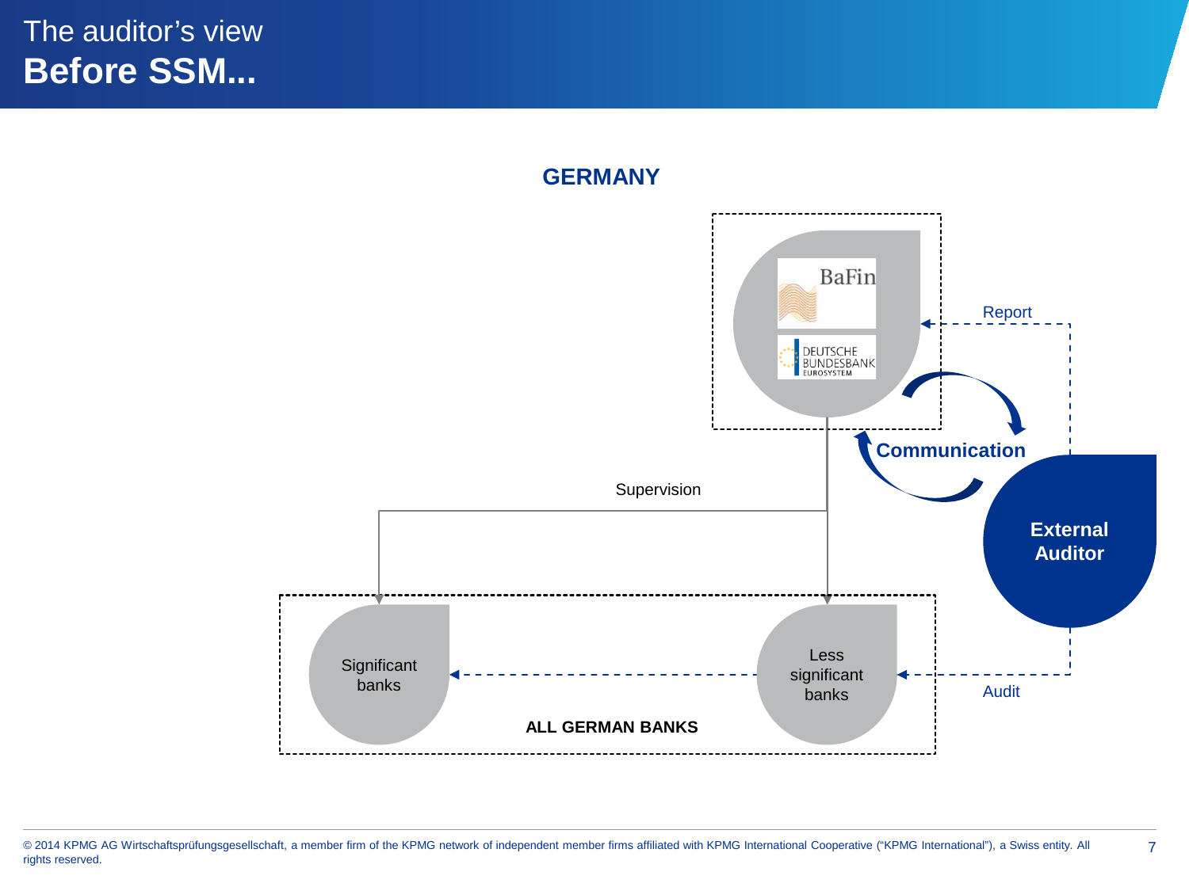# The auditor's view

## Before SSM...

**GERMANY**

BaFin

DEUTSCHE BUNDESBANK EUROSYSTEM

Report

**Communication**

Supervision

**External Auditor**

Significant banks

Less significant banks

**ALL GERMAN BANKS**

Audit

© 2014 KPMG AG Wirtschaftsprüfungsgesellschaft, a member firm of the KPMG network of independent member firms affiliated with KPMG International Cooperative ("KPMG International"), a Swiss entity. All rights reserved.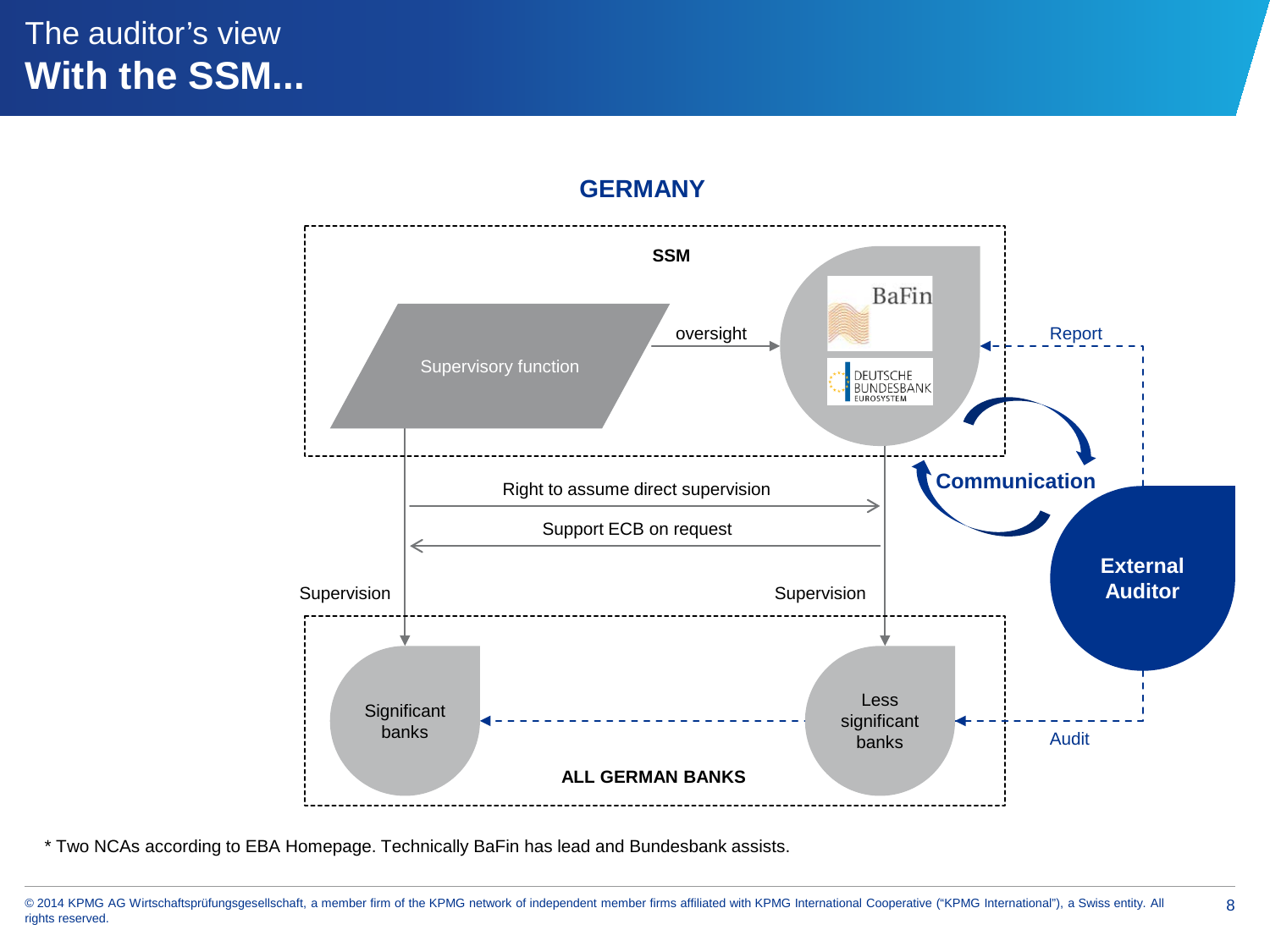The auditor's view

# With the SSM...

## GERMANY

SSM

Supervisory function

oversight

BaFin

DEUTSCHE BUNDESBANK EUROSYSTEM

Report

Communication

Right to assume direct supervision

Support ECB on request

Supervision

Supervision

External Auditor

Significant banks

Less significant banks

Audit

ALL GERMAN BANKS

* Two NCAs according to EBA Homepage. Technically BaFin has lead and Bundesbank assists.

© 2014 KPMG AG Wirtschaftsprüfungsgesellschaft, a member firm of the KPMG network of independent member firms affiliated with KPMG International Cooperative ("KPMG International"), a Swiss entity. All rights reserved.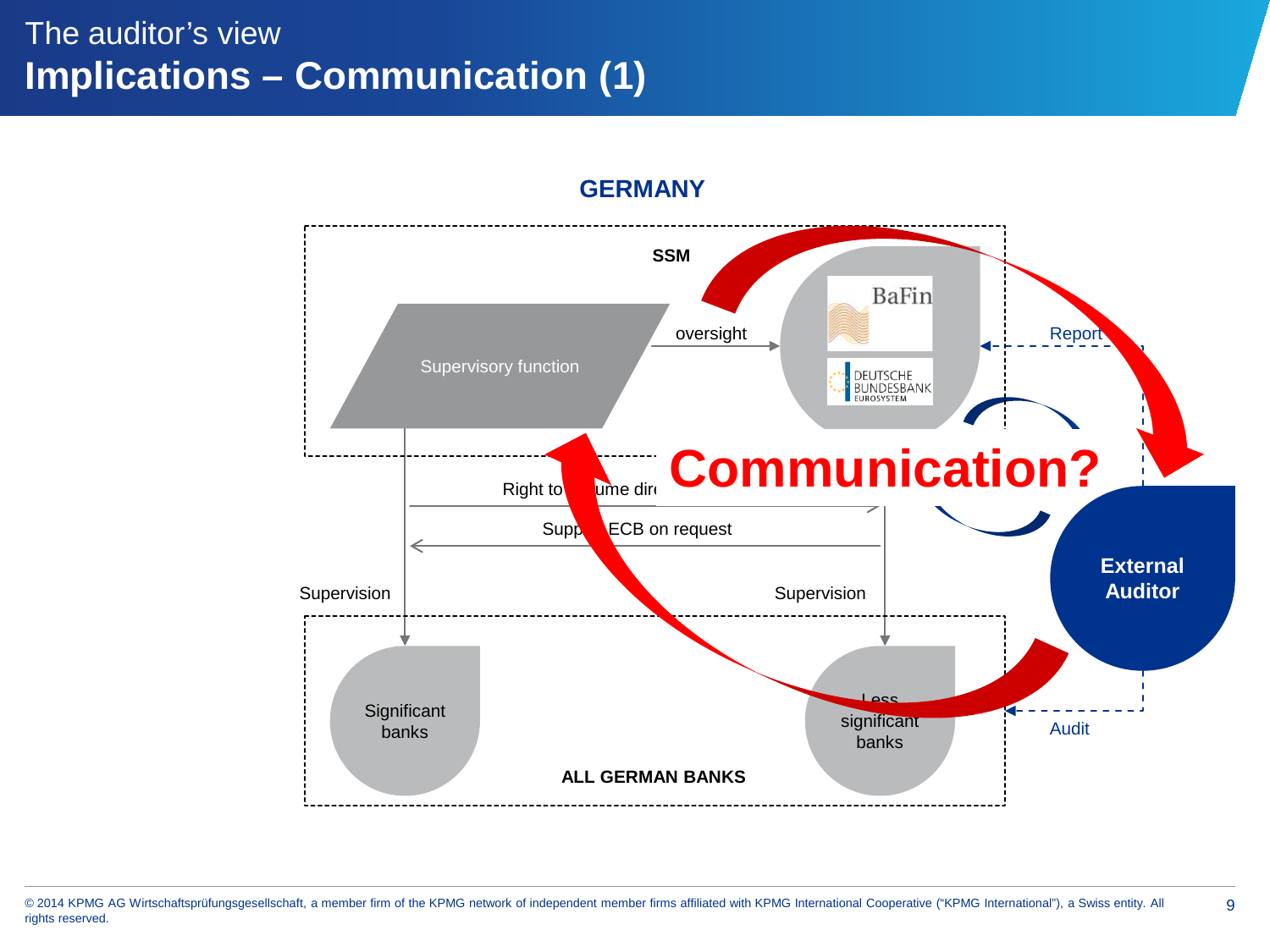The auditor's view

# Implications – Communication (1)

## GERMANY

SSM

Supervisory function

oversight

BaFin

DEUTSCHE BUNDESBANK EUROSYSTEM

Report

Communication?

Right to ... ume dir...

Supp... ECB on request

Supervision

Supervision

External Auditor

Significant banks

Less significant banks

ALL GERMAN BANKS

Audit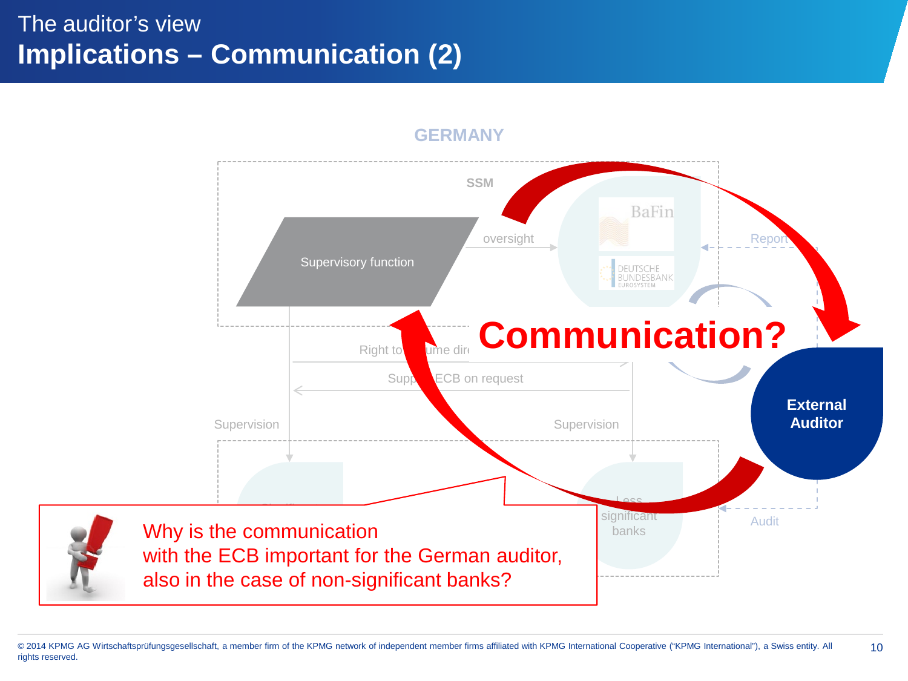# The auditor's view

## Implications – Communication (2)

GERMANY

SSM

Supervisory function

oversight

BaFin

DEUTSCHE BUNDESBANK EUROSYSTEM

Report

Communication?

Right to assume direct

Support ECB on request

Supervision

Supervision

External Auditor

Less significant banks

Audit

Why is the communication with the ECB important for the German auditor, also in the case of non-significant banks?

© 2014 KPMG AG Wirtschaftsprüfungsgesellschaft, a member firm of the KPMG network of independent member firms affiliated with KPMG International Cooperative ("KPMG International"), a Swiss entity. All rights reserved.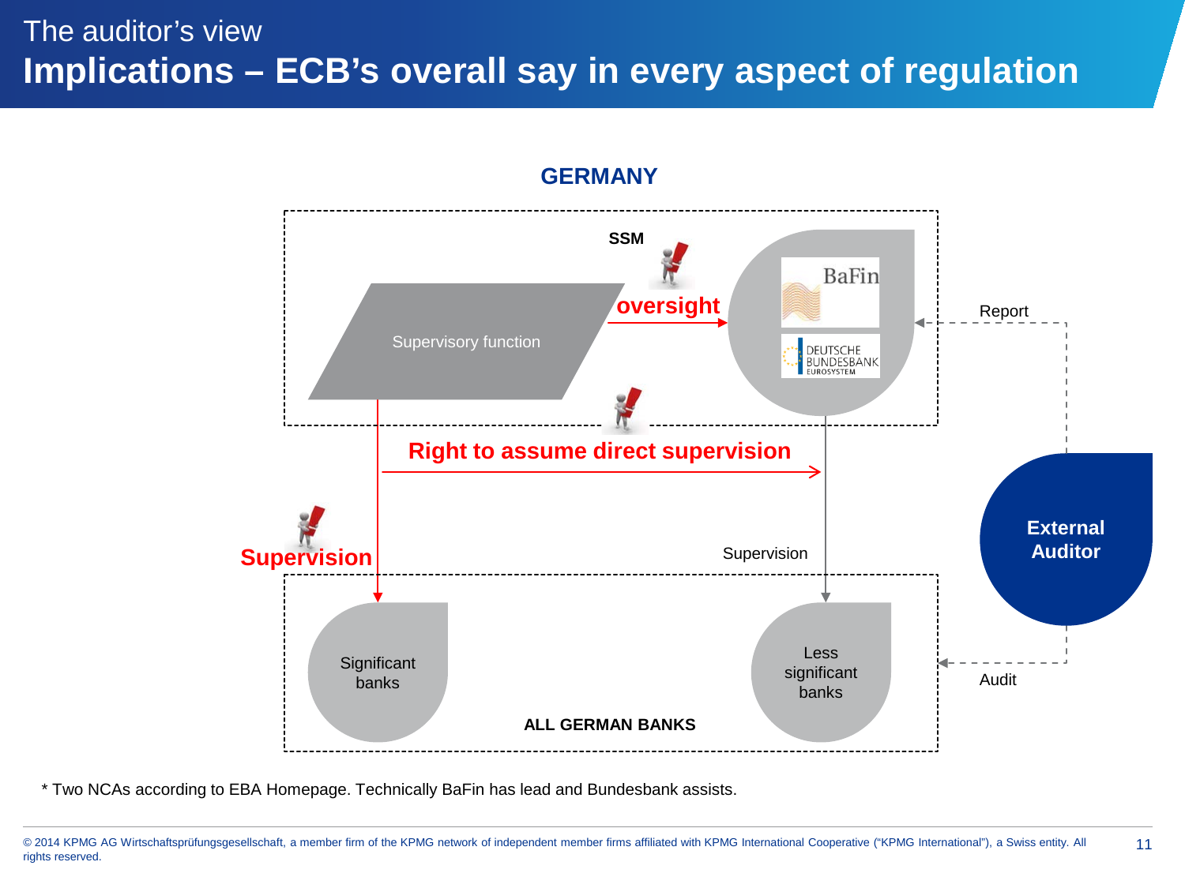The auditor's view

# Implications – ECB's overall say in every aspect of regulation

**GERMANY**

**SSM**

Supervisory function

**oversight**

BaFin

DEUTSCHE BUNDESBANK EUROSYSTEM

**Right to assume direct supervision**

**Supervision**

Supervision

Report

**External Auditor**

Audit

Significant banks

Less significant banks

**ALL GERMAN BANKS**

* Two NCAs according to EBA Homepage. Technically BaFin has lead and Bundesbank assists.

© 2014 KPMG AG Wirtschaftsprüfungsgesellschaft, a member firm of the KPMG network of independent member firms affiliated with KPMG International Cooperative ("KPMG International"), a Swiss entity. All rights reserved.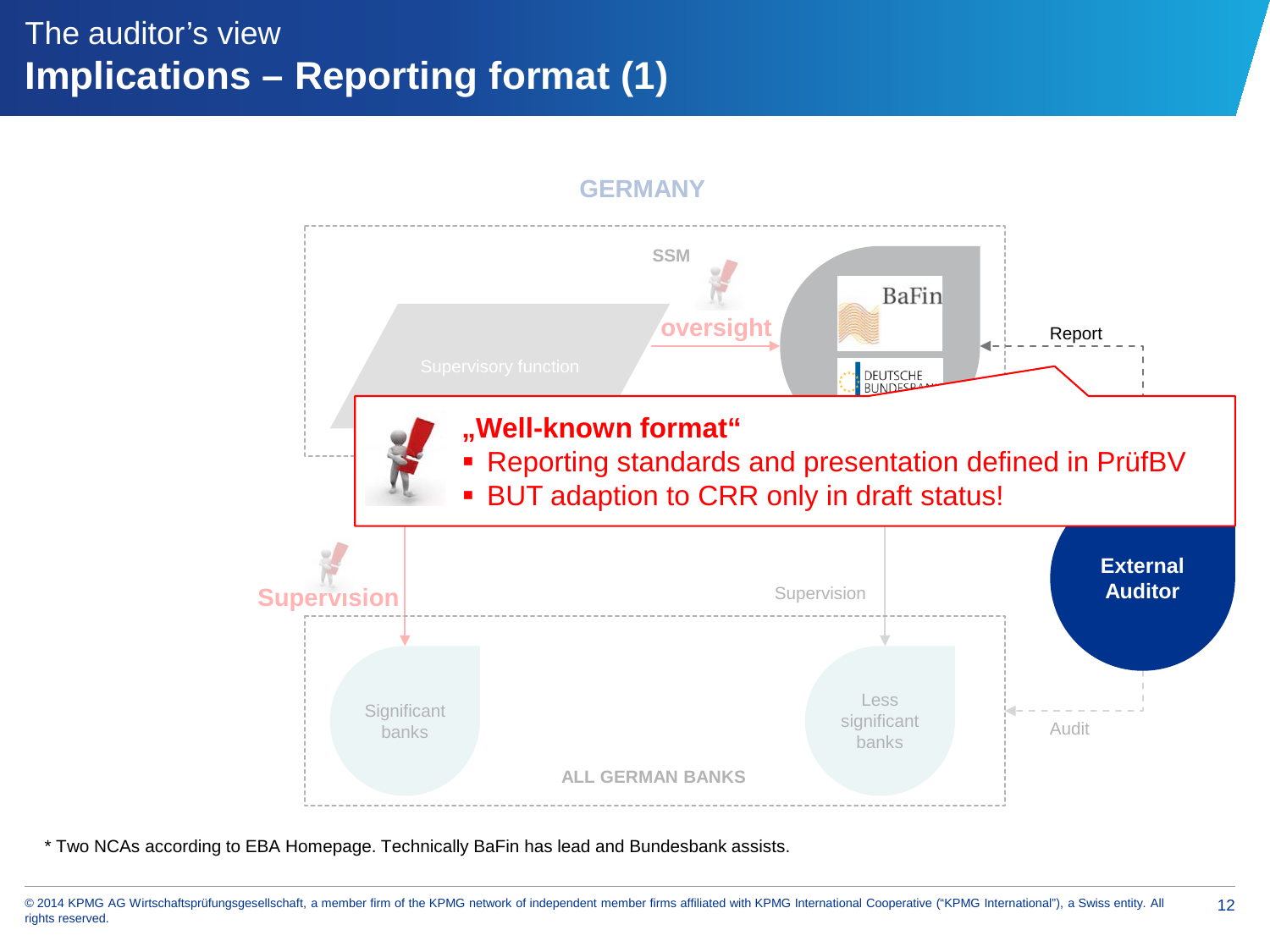The auditor's view

# Implications – Reporting format (1)

GERMANY

SSM

Supervisory function

oversight

BaFin

DEUTSCHE BUNDESBANK

Report

**„Well-known format"**

- Reporting standards and presentation defined in PrüfBV
- BUT adaption to CRR only in draft status!

**External Auditor**

Supervision

Supervision

Significant banks

Less significant banks

Audit

ALL GERMAN BANKS

* Two NCAs according to EBA Homepage. Technically BaFin has lead and Bundesbank assists.

© 2014 KPMG AG Wirtschaftsprüfungsgesellschaft, a member firm of the KPMG network of independent member firms affiliated with KPMG International Cooperative ("KPMG International"), a Swiss entity. All rights reserved.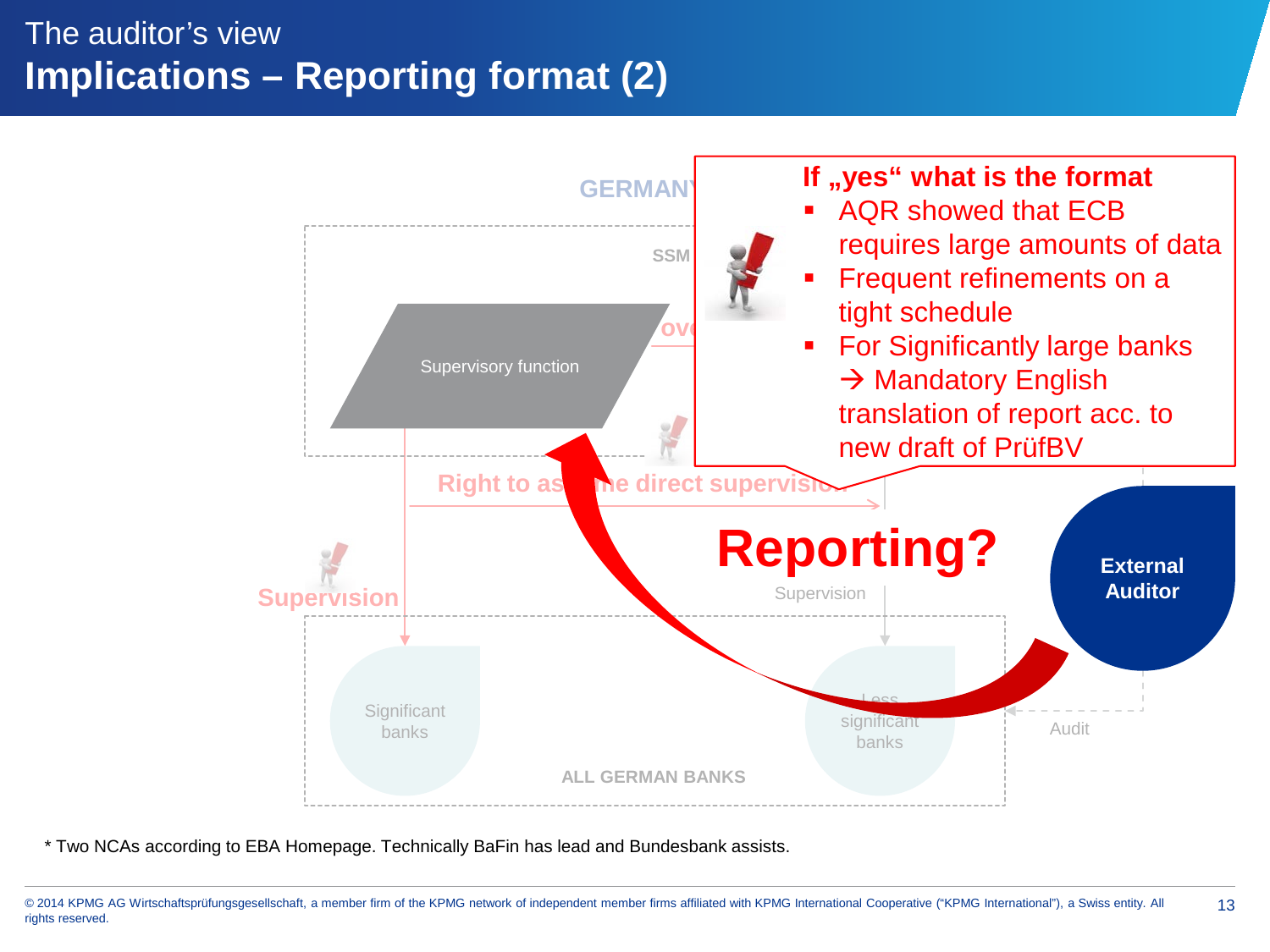The auditor's view

# Implications – Reporting format (2)

GERMANY

SSM

Supervisory function

Right to assume direct supervision

Supervision

Significant banks

Less significant banks

ALL GERMAN BANKS

Supervision

Audit

External Auditor

**Reporting?**

**If „yes" what is the format**

- AQR showed that ECB requires large amounts of data
- Frequent refinements on a tight schedule
- For Significantly large banks → Mandatory English translation of report acc. to new draft of PrüfBV

* Two NCAs according to EBA Homepage. Technically BaFin has lead and Bundesbank assists.

© 2014 KPMG AG Wirtschaftsprüfungsgesellschaft, a member firm of the KPMG network of independent member firms affiliated with KPMG International Cooperative ("KPMG International"), a Swiss entity. All rights reserved.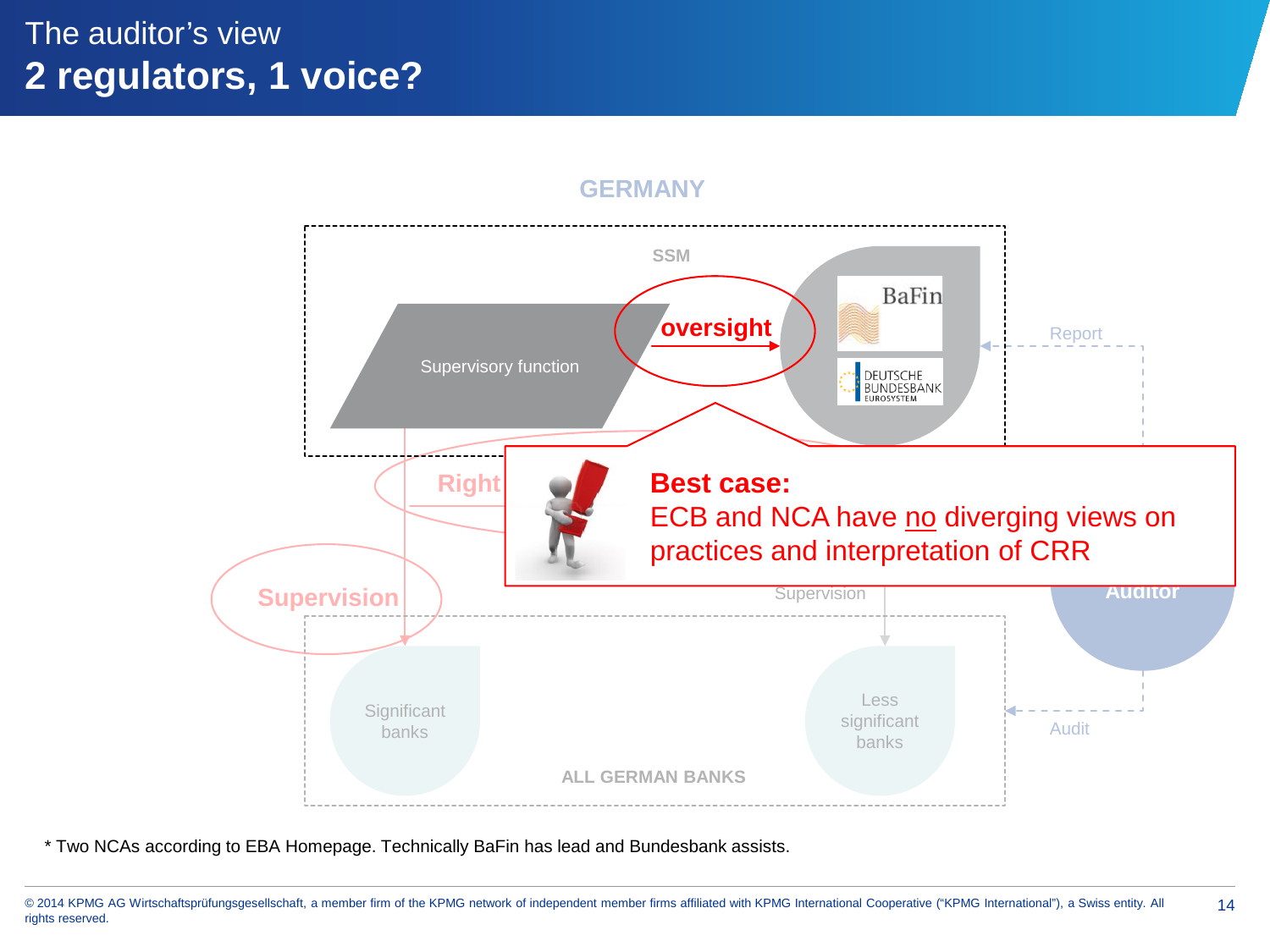The auditor's view

# 2 regulators, 1 voice?

GERMANY

SSM

Supervisory function

oversight

BaFin

DEUTSCHE BUNDESBANK EUROSYSTEM

Report

Right

Supervision

Supervision

Auditor

Audit

Significant banks

Less significant banks

ALL GERMAN BANKS

**Best case:**
ECB and NCA have no diverging views on practices and interpretation of CRR

* Two NCAs according to EBA Homepage. Technically BaFin has lead and Bundesbank assists.

© 2014 KPMG AG Wirtschaftsprüfungsgesellschaft, a member firm of the KPMG network of independent member firms affiliated with KPMG International Cooperative ("KPMG International"), a Swiss entity. All rights reserved.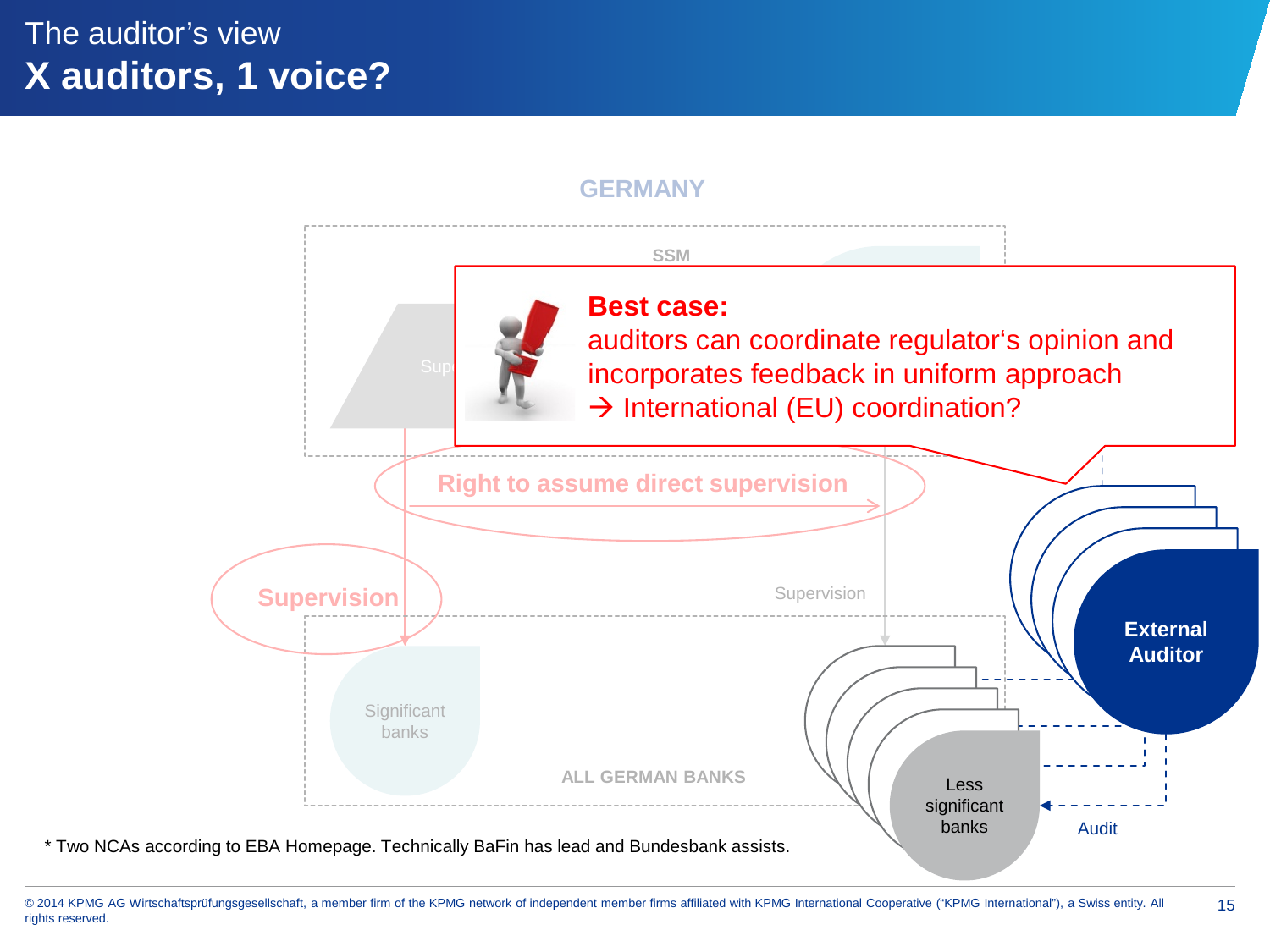The auditor's view

# X auditors, 1 voice?

GERMANY

SSM

Sup

**Best case:**
auditors can coordinate regulator's opinion and incorporates feedback in uniform approach
→ International (EU) coordination?

Right to assume direct supervision

Supervision

Supervision

Significant banks

ALL GERMAN BANKS

Less significant banks

External Auditor

Audit

* Two NCAs according to EBA Homepage. Technically BaFin has lead and Bundesbank assists.

© 2014 KPMG AG Wirtschaftsprüfungsgesellschaft, a member firm of the KPMG network of independent member firms affiliated with KPMG International Cooperative ("KPMG International"), a Swiss entity. All rights reserved.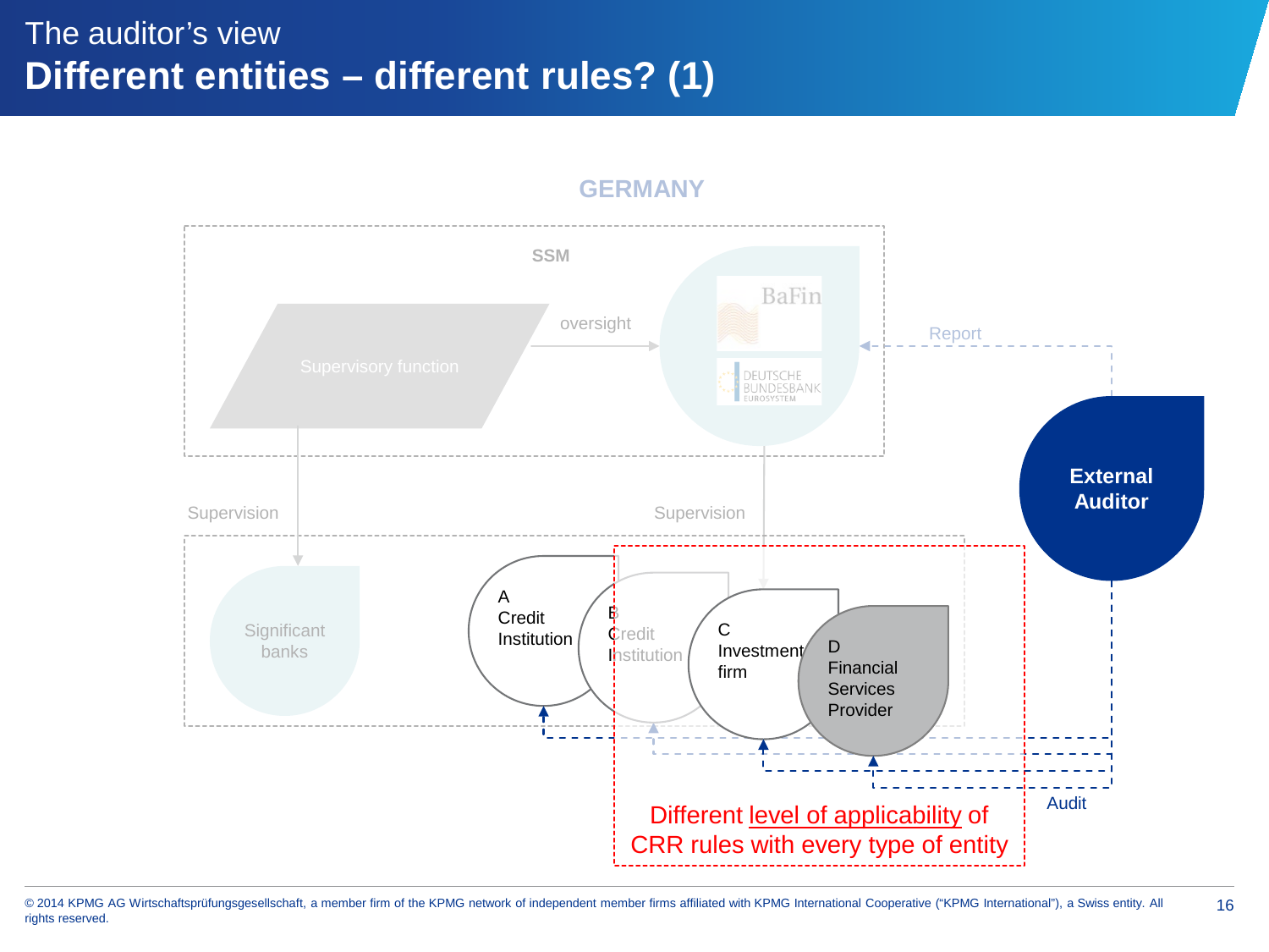The auditor's view

# Different entities – different rules? (1)

GERMANY

SSM

Supervisory function

oversight

BaFin

DEUTSCHE BUNDESBANK EUROSYSTEM

Report

External Auditor

Supervision

Supervision

Significant banks

A Credit Institution

B Credit Institution

C Investment firm

D Financial Services Provider

Audit

Different level of applicability of CRR rules with every type of entity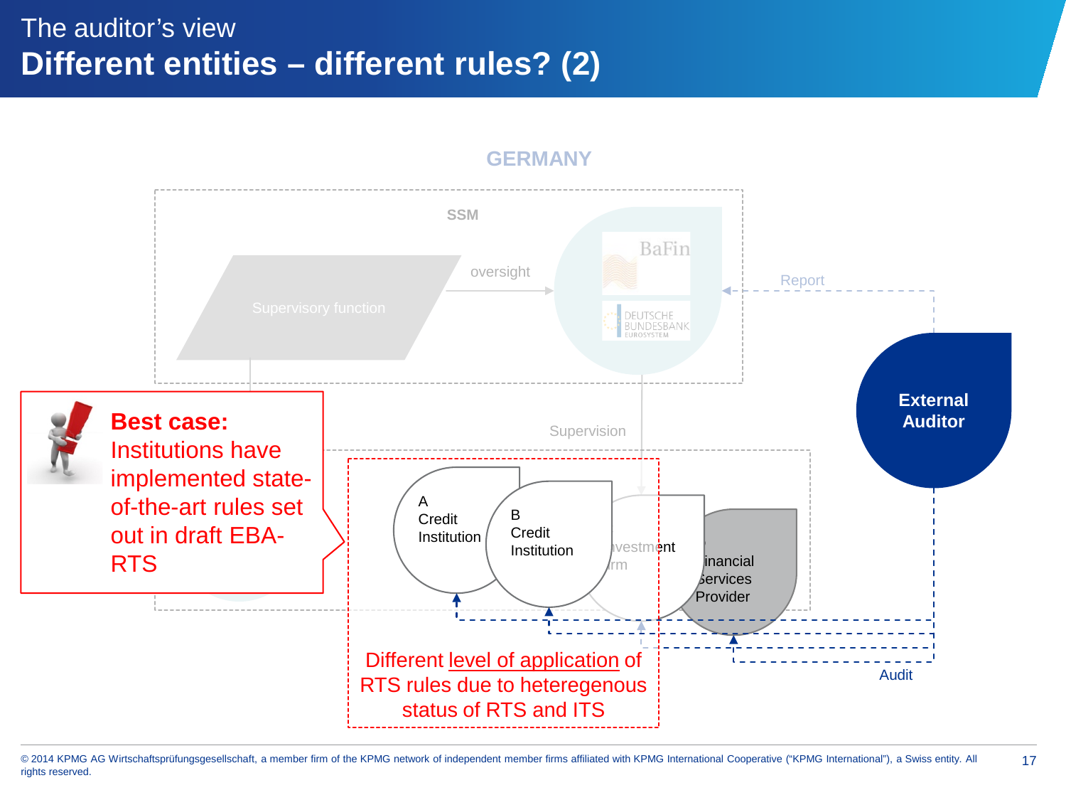The auditor's view

# Different entities – different rules? (2)

GERMANY

SSM

Supervisory function

oversight

BaFin

DEUTSCHE BUNDESBANK EUROSYSTEM

Report

External Auditor

Supervision

**Best case:** Institutions have implemented state-of-the-art rules set out in draft EBA-RTS

A Credit Institution

B Credit Institution

Investment Firm

Financial Services Provider

Different level of application of RTS rules due to heteregenous status of RTS and ITS

Audit

© 2014 KPMG AG Wirtschaftsprüfungsgesellschaft, a member firm of the KPMG network of independent member firms affiliated with KPMG International Cooperative ("KPMG International"), a Swiss entity. All rights reserved.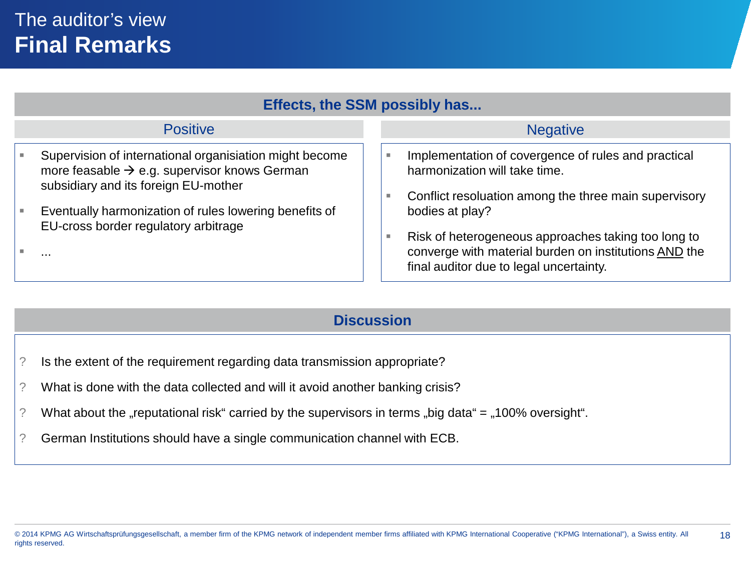# The auditor's view
## Final Remarks

### Effects, the SSM possibly has...

#### Positive

- Supervision of international organisiation might become more feasable → e.g. supervisor knows German subsidiary and its foreign EU-mother
- Eventually harmonization of rules lowering benefits of EU-cross border regulatory arbitrage
- ...

#### Negative

- Implementation of covergence of rules and practical harmonization will take time.
- Conflict resoluation among the three main supervisory bodies at play?
- Risk of heterogeneous approaches taking too long to converge with material burden on institutions <u>AND</u> the final auditor due to legal uncertainty.

### Discussion

? Is the extent of the requirement regarding data transmission appropriate?

? What is done with the data collected and will it avoid another banking crisis?

? What about the „reputational risk" carried by the supervisors in terms „big data" = „100% oversight".

? German Institutions should have a single communication channel with ECB.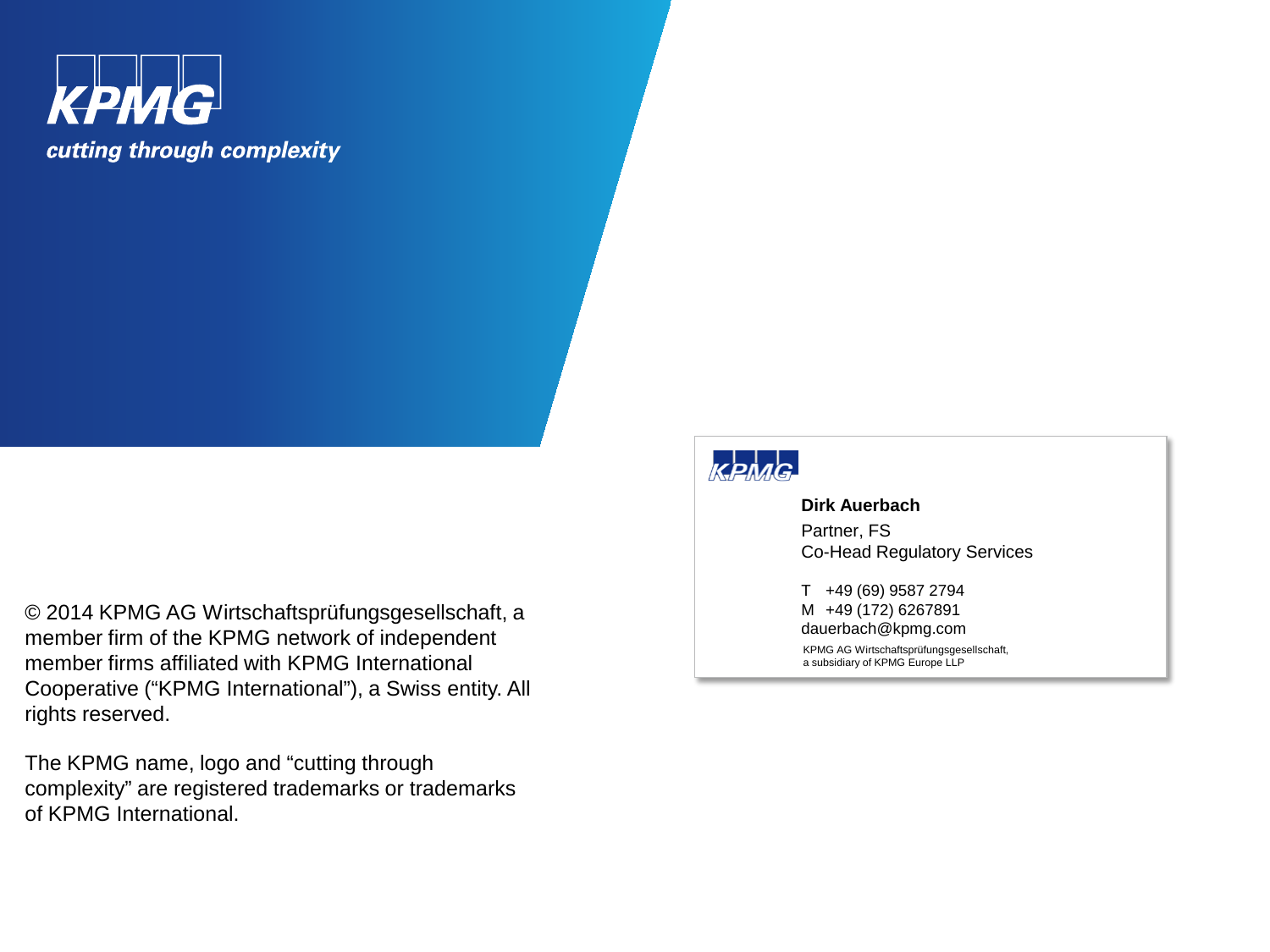KPMG

*cutting through complexity*

© 2014 KPMG AG Wirtschaftsprüfungsgesellschaft, a member firm of the KPMG network of independent member firms affiliated with KPMG International Cooperative ("KPMG International"), a Swiss entity. All rights reserved.

The KPMG name, logo and "cutting through complexity" are registered trademarks or trademarks of KPMG International.

KPMG

**Dirk Auerbach**

Partner, FS
Co-Head Regulatory Services

T +49 (69) 9587 2794
M +49 (172) 6267891
dauerbach@kpmg.com

KPMG AG Wirtschaftsprüfungsgesellschaft,
a subsidiary of KPMG Europe LLP